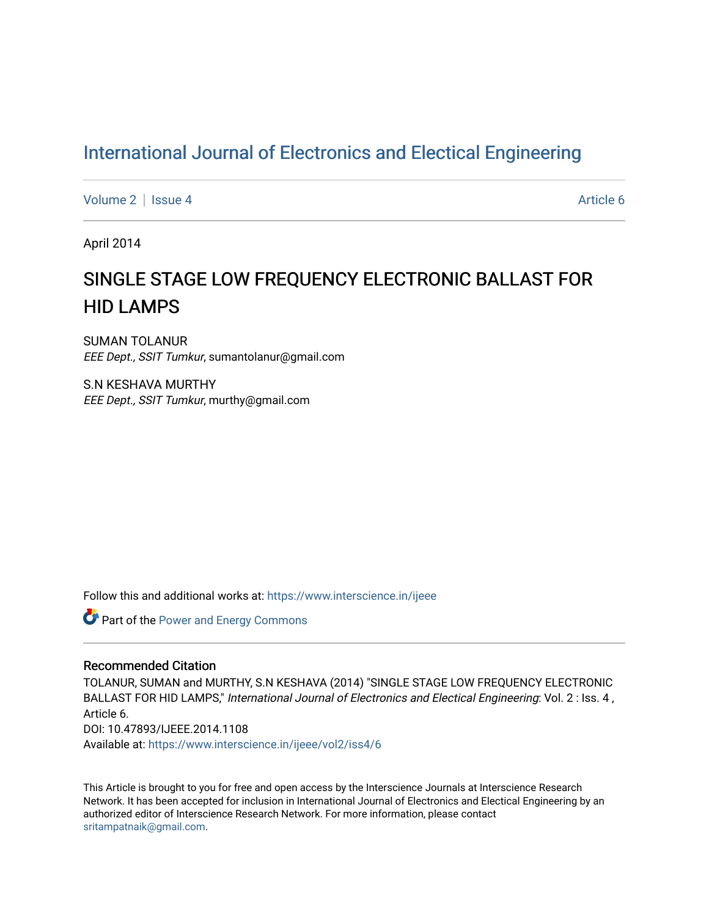# International Journal of Electronics and Electical Engineering

Volume 2 | Issue 4 Article 6

April 2014

## SINGLE STAGE LOW FREQUENCY ELECTRONIC BALLAST FOR HID LAMPS

SUMAN TOLANUR
*EEE Dept., SSIT Tumkur*, sumantolanur@gmail.com

S.N KESHAVA MURTHY
*EEE Dept., SSIT Tumkur*, murthy@gmail.com

Follow this and additional works at: https://www.interscience.in/ijeee

Part of the Power and Energy Commons

### Recommended Citation

TOLANUR, SUMAN and MURTHY, S.N KESHAVA (2014) "SINGLE STAGE LOW FREQUENCY ELECTRONIC BALLAST FOR HID LAMPS," *International Journal of Electronics and Electical Engineering*: Vol. 2 : Iss. 4 , Article 6.
DOI: 10.47893/IJEEE.2014.1108
Available at: https://www.interscience.in/ijeee/vol2/iss4/6

This Article is brought to you for free and open access by the Interscience Journals at Interscience Research Network. It has been accepted for inclusion in International Journal of Electronics and Electical Engineering by an authorized editor of Interscience Research Network. For more information, please contact sritampatnaik@gmail.com.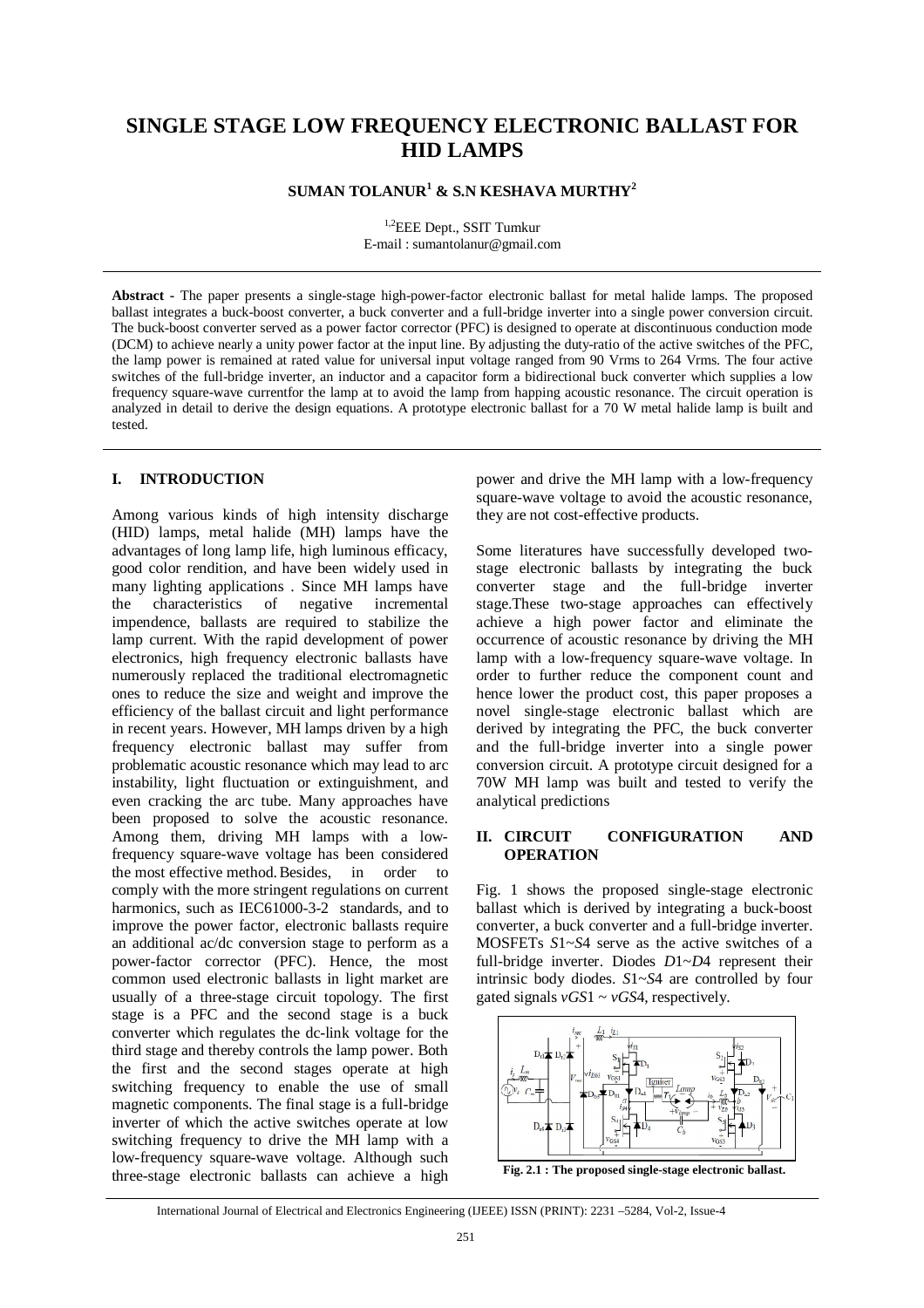# SINGLE STAGE LOW FREQUENCY ELECTRONIC BALLAST FOR HID LAMPS

**SUMAN TOLANUR[1] & S.N KESHAVA MURTHY[2]**

[1,2]EEE Dept., SSIT Tumkur
E-mail : sumantolanur@gmail.com

**Abstract -** The paper presents a single-stage high-power-factor electronic ballast for metal halide lamps. The proposed ballast integrates a buck-boost converter, a buck converter and a full-bridge inverter into a single power conversion circuit. The buck-boost converter served as a power factor corrector (PFC) is designed to operate at discontinuous conduction mode (DCM) to achieve nearly a unity power factor at the input line. By adjusting the duty-ratio of the active switches of the PFC, the lamp power is remained at rated value for universal input voltage ranged from 90 Vrms to 264 Vrms. The four active switches of the full-bridge inverter, an inductor and a capacitor form a bidirectional buck converter which supplies a low frequency square-wave currentfor the lamp at to avoid the lamp from happing acoustic resonance. The circuit operation is analyzed in detail to derive the design equations. A prototype electronic ballast for a 70 W metal halide lamp is built and tested.

## I. INTRODUCTION

Among various kinds of high intensity discharge (HID) lamps, metal halide (MH) lamps have the advantages of long lamp life, high luminous efficacy, good color rendition, and have been widely used in many lighting applications . Since MH lamps have the characteristics of negative incremental impendence, ballasts are required to stabilize the lamp current. With the rapid development of power electronics, high frequency electronic ballasts have numerously replaced the traditional electromagnetic ones to reduce the size and weight and improve the efficiency of the ballast circuit and light performance in recent years. However, MH lamps driven by a high frequency electronic ballast may suffer from problematic acoustic resonance which may lead to arc instability, light fluctuation or extinguishment, and even cracking the arc tube. Many approaches have been proposed to solve the acoustic resonance. Among them, driving MH lamps with a low-frequency square-wave voltage has been considered the most effective method. Besides, in order to comply with the more stringent regulations on current harmonics, such as IEC61000-3-2 standards, and to improve the power factor, electronic ballasts require an additional ac/dc conversion stage to perform as a power-factor corrector (PFC). Hence, the most common used electronic ballasts in light market are usually of a three-stage circuit topology. The first stage is a PFC and the second stage is a buck converter which regulates the dc-link voltage for the third stage and thereby controls the lamp power. Both the first and the second stages operate at high switching frequency to enable the use of small magnetic components. The final stage is a full-bridge inverter of which the active switches operate at low switching frequency to drive the MH lamp with a low-frequency square-wave voltage. Although such three-stage electronic ballasts can achieve a high power and drive the MH lamp with a low-frequency square-wave voltage to avoid the acoustic resonance, they are not cost-effective products.

Some literatures have successfully developed two-stage electronic ballasts by integrating the buck converter stage and the full-bridge inverter stage.These two-stage approaches can effectively achieve a high power factor and eliminate the occurrence of acoustic resonance by driving the MH lamp with a low-frequency square-wave voltage. In order to further reduce the component count and hence lower the product cost, this paper proposes a novel single-stage electronic ballast which are derived by integrating the PFC, the buck converter and the full-bridge inverter into a single power conversion circuit. A prototype circuit designed for a 70W MH lamp was built and tested to verify the analytical predictions

## II. CIRCUIT CONFIGURATION AND OPERATION

Fig. 1 shows the proposed single-stage electronic ballast which is derived by integrating a buck-boost converter, a buck converter and a full-bridge inverter. MOSFETs $S1$~$S4$ serve as the active switches of a full-bridge inverter. Diodes $D1$~$D4$ represent their intrinsic body diodes. $S1$~$S4$ are controlled by four gated signals $vGS1$ ~ $vGS4$, respectively.

**Fig. 2.1 : The proposed single-stage electronic ballast.**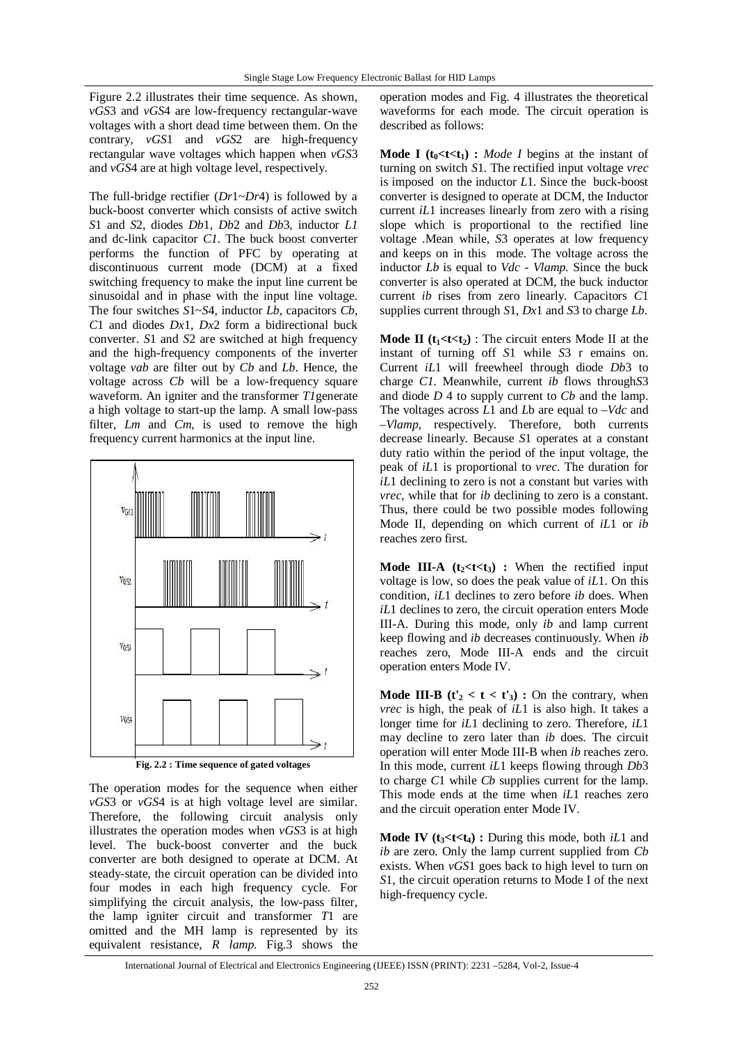Figure 2.2 illustrates their time sequence. As shown, *vGS*3 and *vGS*4 are low-frequency rectangular-wave voltages with a short dead time between them. On the contrary, *vGS*1 and *vGS*2 are high-frequency rectangular wave voltages which happen when *vGS*3 and *vGS*4 are at high voltage level, respectively.

The full-bridge rectifier (*Dr*1~*Dr*4) is followed by a buck-boost converter which consists of active switch *S*1 and *S*2, diodes *Db*1, *Db*2 and *Db*3, inductor *L1* and dc-link capacitor *C1*. The buck boost converter performs the function of PFC by operating at discontinuous current mode (DCM) at a fixed switching frequency to make the input line current be sinusoidal and in phase with the input line voltage. The four switches *S*1~*S*4, inductor *Lb*, capacitors *Cb*, *C*1 and diodes *Dx*1, *Dx*2 form a bidirectional buck converter. *S*1 and *S*2 are switched at high frequency and the high-frequency components of the inverter voltage *vab* are filter out by *Cb* and *Lb*. Hence, the voltage across *Cb* will be a low-frequency square waveform. An igniter and the transformer *T1*generate a high voltage to start-up the lamp. A small low-pass filter, *Lm* and *Cm*, is used to remove the high frequency current harmonics at the input line.

**Fig. 2.2 : Time sequence of gated voltages**

The operation modes for the sequence when either *vGS*3 or *vGS*4 is at high voltage level are similar. Therefore, the following circuit analysis only illustrates the operation modes when *vGS*3 is at high level. The buck-boost converter and the buck converter are both designed to operate at DCM. At steady-state, the circuit operation can be divided into four modes in each high frequency cycle. For simplifying the circuit analysis, the low-pass filter, the lamp igniter circuit and transformer *T*1 are omitted and the MH lamp is represented by its equivalent resistance, *R lamp*. Fig.3 shows the operation modes and Fig. 4 illustrates the theoretical waveforms for each mode. The circuit operation is described as follows:

**Mode I ($t_0<t<t_1$) :** *Mode I* begins at the instant of turning on switch *S*1. The rectified input voltage *vrec* is imposed on the inductor *L*1. Since the buck-boost converter is designed to operate at DCM, the Inductor current *iL*1 increases linearly from zero with a rising slope which is proportional to the rectified line voltage .Mean while, *S*3 operates at low frequency and keeps on in this mode. The voltage across the inductor *Lb* is equal to *Vdc - Vlamp.* Since the buck converter is also operated at DCM, the buck inductor current *ib* rises from zero linearly. Capacitors *C*1 supplies current through *S*1, *Dx*1 and *S*3 to charge *Lb.*

**Mode II ($t_1<t<t_2$)** : The circuit enters Mode II at the instant of turning off *S*1 while *S*3 r emains on. Current *iL*1 will freewheel through diode *Db*3 to charge *C1.* Meanwhile, current *ib* flows through*S*3 and diode *D* 4 to supply current to *Cb* and the lamp. The voltages across *L*1 and *L*b are equal to *–Vdc* and *–Vlamp*, respectively. Therefore, both currents decrease linearly. Because *S*1 operates at a constant duty ratio within the period of the input voltage, the peak of *iL*1 is proportional to *vrec*. The duration for *iL*1 declining to zero is not a constant but varies with *vrec*, while that for *ib* declining to zero is a constant. Thus, there could be two possible modes following Mode II, depending on which current of *iL*1 or *ib* reaches zero first.

**Mode III-A ($t_2<t<t_3$) :** When the rectified input voltage is low, so does the peak value of *iL*1. On this condition, *iL*1 declines to zero before *ib* does. When *iL*1 declines to zero, the circuit operation enters Mode III-A. During this mode, only *ib* and lamp current keep flowing and *ib* decreases continuously. When *ib* reaches zero, Mode III-A ends and the circuit operation enters Mode IV.

**Mode III-B ($t'_2 < t < t'_3$) :** On the contrary, when *vrec* is high, the peak of *iL*1 is also high. It takes a longer time for *iL*1 declining to zero. Therefore, *iL*1 may decline to zero later than *ib* does. The circuit operation will enter Mode III-B when *ib* reaches zero. In this mode, current *iL*1 keeps flowing through *Db*3 to charge *C*1 while *Cb* supplies current for the lamp. This mode ends at the time when *iL*1 reaches zero and the circuit operation enter Mode IV.

**Mode IV ($t_3<t<t_4$) :** During this mode, both *iL*1 and *ib* are zero. Only the lamp current supplied from *Cb* exists. When *vGS*1 goes back to high level to turn on *S*1, the circuit operation returns to Mode I of the next high-frequency cycle.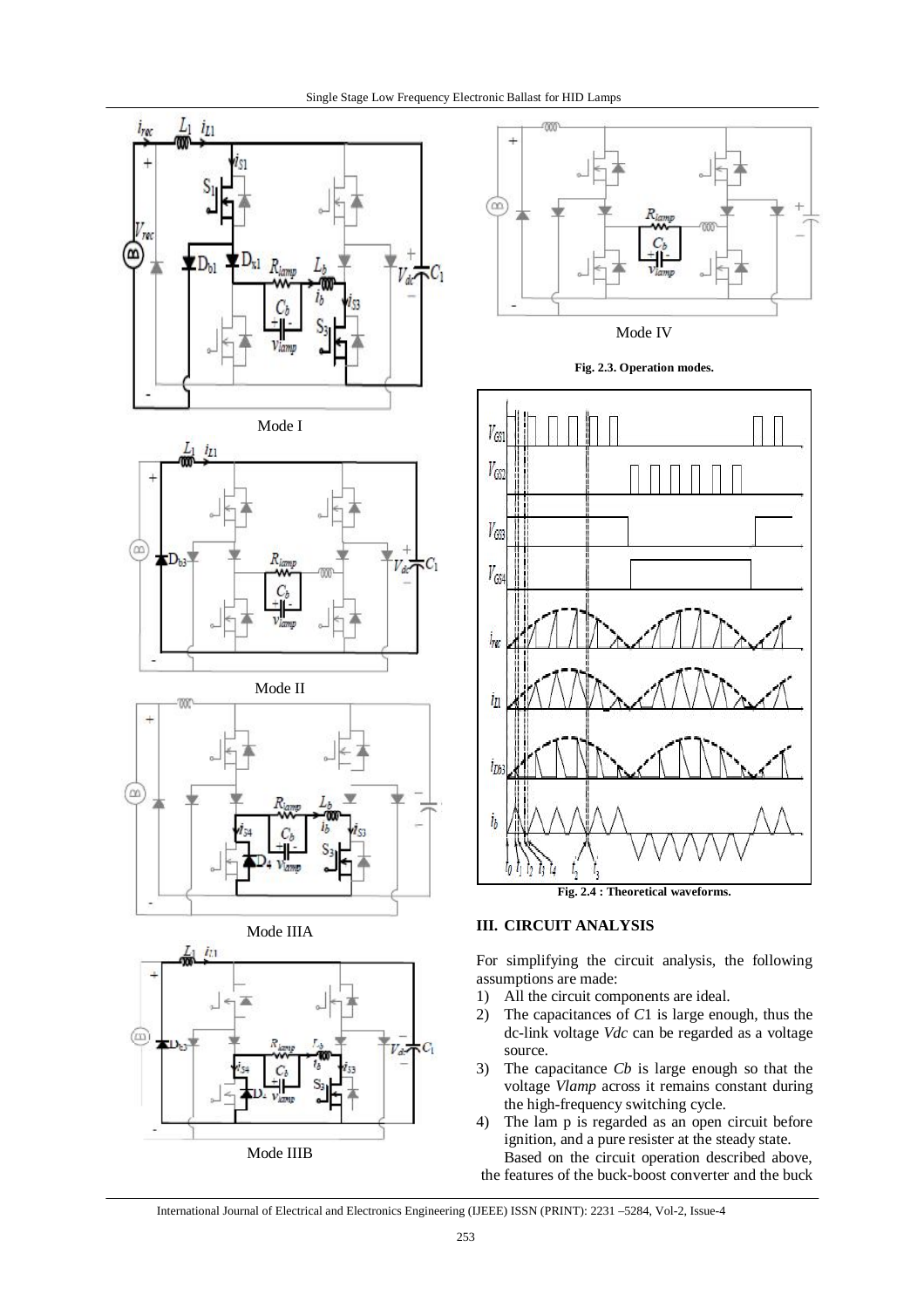Mode I

Mode II

Mode IIIA

Mode IIIB

Mode IV

**Fig. 2.3. Operation modes.**

**Fig. 2.4 : Theoretical waveforms.**

## III. CIRCUIT ANALYSIS

For simplifying the circuit analysis, the following assumptions are made:

1) All the circuit components are ideal.
2) The capacitances of $C1$ is large enough, thus the dc-link voltage $Vdc$ can be regarded as a voltage source.
3) The capacitance $Cb$ is large enough so that the voltage $Vlamp$ across it remains constant during the high-frequency switching cycle.
4) The lam p is regarded as an open circuit before ignition, and a pure resister at the steady state.

Based on the circuit operation described above, the features of the buck-boost converter and the buck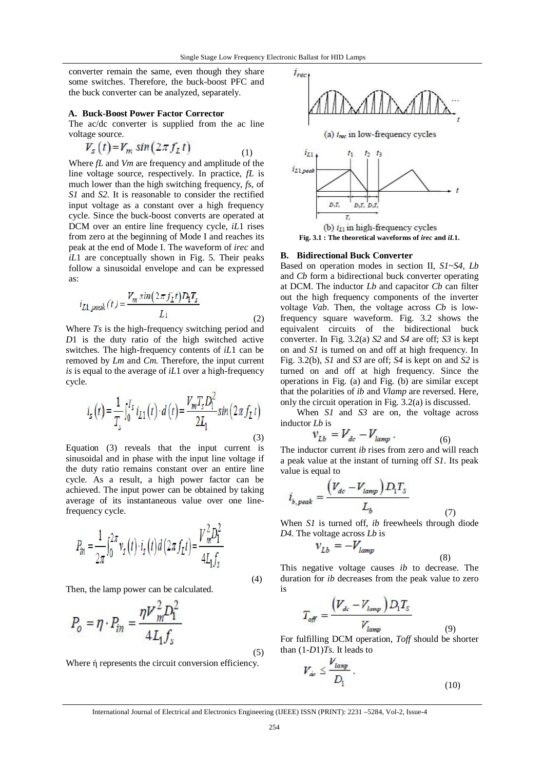converter remain the same, even though they share some switches. Therefore, the buck-boost PFC and the buck converter can be analyzed, separately.

### A. Buck-Boost Power Factor Corrector

The ac/dc converter is supplied from the ac line voltage source.

$$V_s(t) = V_m \sin(2\pi f_L t) \tag{1}$$

Where *fL* and *Vm* are frequency and amplitude of the line voltage source, respectively. In practice, *fL* is much lower than the high switching frequency, *fs*, of *S1* and *S2*. It is reasonable to consider the rectified input voltage as a constant over a high frequency cycle. Since the buck-boost converts are operated at DCM over an entire line frequency cycle, *iL*1 rises from zero at the beginning of Mode I and reaches its peak at the end of Mode I. The waveform of *irec* and *iL*1 are conceptually shown in Fig. 5. Their peaks follow a sinusoidal envelope and can be expressed as:

$$i_{L1,peak}(t) = \frac{V_m \sin(2\pi f_L t) D_1 T_s}{L_1} \tag{2}$$

Where *Ts* is the high-frequency switching period and *D*1 is the duty ratio of the high switched active switches. The high-frequency contents of *iL*1 can be removed by *Lm* and *Cm*. Therefore, the input current *is* is equal to the average of *iL*1 over a high-frequency cycle.

$$i_s(t) = \frac{1}{T_s}\int_0^{T_s} i_{L1}(t)\cdot d(t) = \frac{V_m T_s D_1^2}{2L_1}\sin(2\pi f_L t) \tag{3}$$

Equation (3) reveals that the input current is sinusoidal and in phase with the input line voltage if the duty ratio remains constant over an entire line cycle. As a result, a high power factor can be achieved. The input power can be obtained by taking average of its instantaneous value over one line-frequency cycle.

$$P_{in} = \frac{1}{2\pi}\int_0^{2\pi} v_s(t)\cdot i_s(t)\, d(2\pi f_L t) = \frac{V_m^2 D_1^2}{4L_1 f_s} \tag{4}$$

Then, the lamp power can be calculated.

$$P_o = \eta \cdot P_{in} = \frac{\eta V_m^2 D_1^2}{4L_1 f_s} \tag{5}$$

Where ή represents the circuit conversion efficiency.

(a) $i_{rec}$ in low-frequency cycles

(b) $i_{L1}$ in high-frequency cycles

**Fig. 3.1 : The theoretical waveforms of *irec* and *iL*1.**

### B. Bidirectional Buck Converter

Based on operation modes in section II, *S1~S4*, *Lb* and *Cb* form a bidirectional buck converter operating at DCM. The inductor *Lb* and capacitor *Cb* can filter out the high frequency components of the inverter voltage *Vab*. Then, the voltage across *Cb* is low-frequency square waveform. Fig. 3.2 shows the equivalent circuits of the bidirectional buck converter. In Fig. 3.2(a) *S2* and *S4* are off; *S3* is kept on and *S1* is turned on and off at high frequency. In Fig. 3.2(b), *S1* and *S3* are off; *S4* is kept on and *S2* is turned on and off at high frequency. Since the operations in Fig. (a) and Fig. (b) are similar except that the polarities of *ib* and *Vlamp* are reversed. Here, only the circuit operation in Fig. 3.2(a) is discussed.

When *S1* and *S3* are on, the voltage across inductor *Lb* is

$$v_{Lb} = V_{dc} - V_{lamp}\,. \tag{6}$$

The inductor current *ib* rises from zero and will reach a peak value at the instant of turning off *S1*. Its peak value is equal to

$$i_{b,peak} = \frac{(V_{dc} - V_{lamp}) D_1 T_S}{L_b} \tag{7}$$

When *S1* is turned off, *ib* freewheels through diode *D4*. The voltage across *Lb* is

$$v_{Lb} = -V_{lamp} \tag{8}$$

This negative voltage causes *ib* to decrease. The duration for *ib* decreases from the peak value to zero is

$$T_{off} = \frac{(V_{dc} - V_{lamp}) D_1 T_S}{V_{lamp}} \tag{9}$$

For fulfilling DCM operation, *Toff* should be shorter than (1-*D*1)*Ts*. It leads to

$$V_{dc} \le \frac{V_{lamp}}{D_1}\,. \tag{10}$$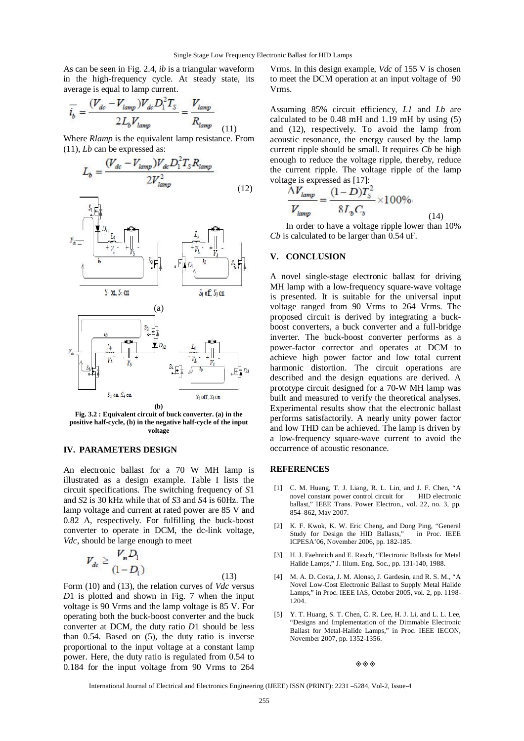As can be seen in Fig. 2.4, *ib* is a triangular waveform in the high-frequency cycle. At steady state, its average is equal to lamp current.

$$\overline{i_b} = \frac{(V_{dc} - V_{lamp})V_{dc}D_1^2 T_S}{2L_b V_{lamp}} = \frac{V_{lamp}}{R_{lamp}} \quad (11)$$

Where *Rlamp* is the equivalent lamp resistance. From (11), *Lb* can be expressed as:

$$L_b = \frac{(V_{dc} - V_{lamp})V_{dc}D_1^2 T_S R_{lamp}}{2V_{lamp}^2} \quad (12)$$

$S_1$ on, $S_3$ on $\qquad$ $S_1$ off, $S_3$ on

(a)

$S_2$ on, $S_4$ on $\qquad$ $S_2$ off, $S_4$ on

(b)

**Fig. 3.2 : Equivalent circuit of buck converter. (a) in the positive half-cycle, (b) in the negative half-cycle of the input voltage**

## IV. PARAMETERS DESIGN

An electronic ballast for a 70 W MH lamp is illustrated as a design example. Table I lists the circuit specifications. The switching frequency of *S*1 and *S*2 is 30 kHz while that of *S*3 and *S*4 is 60Hz. The lamp voltage and current at rated power are 85 V and 0.82 A, respectively. For fulfilling the buck-boost converter to operate in DCM, the dc-link voltage, *Vdc*, should be large enough to meet

$$V_{dc} \geq \frac{V_m D_1}{(1 - D_1)} \quad (13)$$

Form (10) and (13), the relation curves of *Vdc* versus *D*1 is plotted and shown in Fig. 7 when the input voltage is 90 Vrms and the lamp voltage is 85 V. For operating both the buck-boost converter and the buck converter at DCM, the duty ratio *D*1 should be less than 0.54. Based on (5), the duty ratio is inverse proportional to the input voltage at a constant lamp power. Here, the duty ratio is regulated from 0.54 to 0.184 for the input voltage from 90 Vrms to 264 Vrms. In this design example, *Vdc* of 155 V is chosen to meet the DCM operation at an input voltage of 90 Vrms.

Assuming 85% circuit efficiency, *L1* and *Lb* are calculated to be 0.48 mH and 1.19 mH by using (5) and (12), respectively. To avoid the lamp from acoustic resonance, the energy caused by the lamp current ripple should be small. It requires *Cb* be high enough to reduce the voltage ripple, thereby, reduce the current ripple. The voltage ripple of the lamp voltage is expressed as [17]:

$$\frac{\Delta V_{lamp}}{V_{lamp}} = \frac{(1-D)T_S^2}{8L_b C_b} \times 100\% \quad (14)$$

In order to have a voltage ripple lower than 10% *Cb* is calculated to be larger than 0.54 uF.

## V. CONCLUSION

A novel single-stage electronic ballast for driving MH lamp with a low-frequency square-wave voltage is presented. It is suitable for the universal input voltage ranged from 90 Vrms to 264 Vrms. The proposed circuit is derived by integrating a buck-boost converters, a buck converter and a full-bridge inverter. The buck-boost converter performs as a power-factor corrector and operates at DCM to achieve high power factor and low total current harmonic distortion. The circuit operations are described and the design equations are derived. A prototype circuit designed for a 70-W MH lamp was built and measured to verify the theoretical analyses. Experimental results show that the electronic ballast performs satisfactorily. A nearly unity power factor and low THD can be achieved. The lamp is driven by a low-frequency square-wave current to avoid the occurrence of acoustic resonance.

## REFERENCES

[1] C. M. Huang, T. J. Liang, R. L. Lin, and J. F. Chen, "A novel constant power control circuit for HID electronic ballast," IEEE Trans. Power Electron., vol. 22, no. 3, pp. 854–862, May 2007.

[2] K. F. Kwok, K. W. Eric Cheng, and Dong Ping, "General Study for Design the HID Ballasts," in Proc. IEEE ICPESA'06, November 2006, pp. 182-185.

[3] H. J. Faehnrich and E. Rasch, "Electronic Ballasts for Metal Halide Lamps," J. Illum. Eng. Soc., pp. 131-140, 1988.

[4] M. A. D. Costa, J. M. Alonso, J. Gardesin, and R. S. M., "A Novel Low-Cost Electronic Ballast to Supply Metal Halide Lamps," in Proc. IEEE IAS, October 2005, vol. 2, pp. 1198-1204.

[5] Y. T. Huang, S. T. Chen, C. R. Lee, H. J. Li, and L. L. Lee, "Designs and Implementation of the Dimmable Electronic Ballast for Metal-Halide Lamps," in Proc. IEEE IECON, November 2007, pp. 1352-1356.

◈◈◈